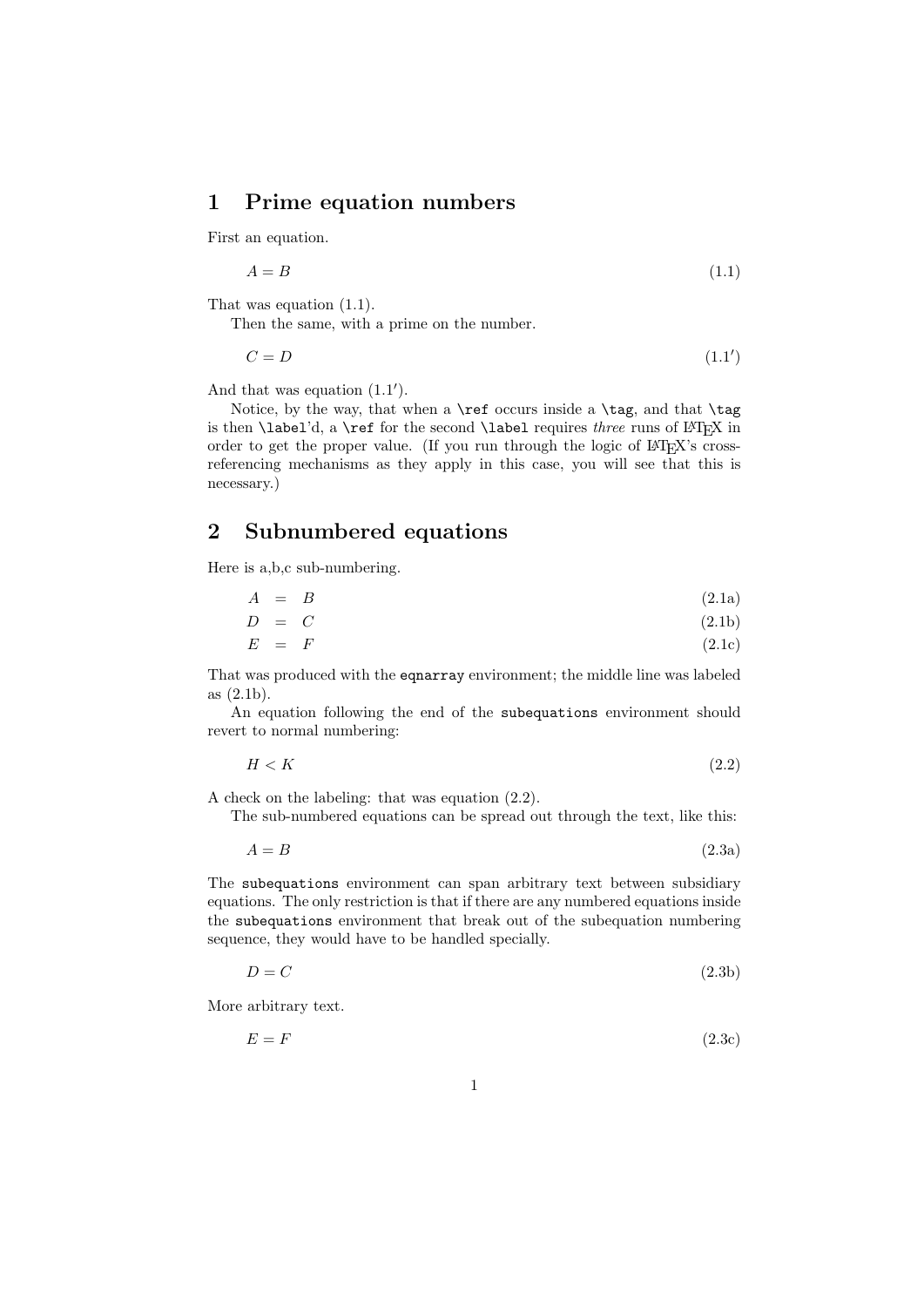# 1 Prime equation numbers

First an equation.

$$A = B \tag{1.1}$$

That was equation (1.1).

Then the same, with a prime on the number.

$$C = D \tag{1.1$'$}$$

And that was equation (1.1′).

Notice, by the way, that when a `\ref` occurs inside a `\tag`, and that `\tag` is then `\label`'d, a `\ref` for the second `\label` requires *three* runs of LaTeX in order to get the proper value. (If you run through the logic of LaTeX's cross-referencing mechanisms as they apply in this case, you will see that this is necessary.)

# 2 Subnumbered equations

Here is a,b,c sub-numbering.

$$A = B \tag{2.1a}$$
$$D = C \tag{2.1b}$$
$$E = F \tag{2.1c}$$

That was produced with the `eqnarray` environment; the middle line was labeled as (2.1b).

An equation following the end of the `subequations` environment should revert to normal numbering:

$$H < K \tag{2.2}$$

A check on the labeling: that was equation (2.2).

The sub-numbered equations can be spread out through the text, like this:

$$A = B \tag{2.3a}$$

The `subequations` environment can span arbitrary text between subsidiary equations. The only restriction is that if there are any numbered equations inside the `subequations` environment that break out of the subequation numbering sequence, they would have to be handled specially.

$$D = C \tag{2.3b}$$

More arbitrary text.

$$E = F \tag{2.3c}$$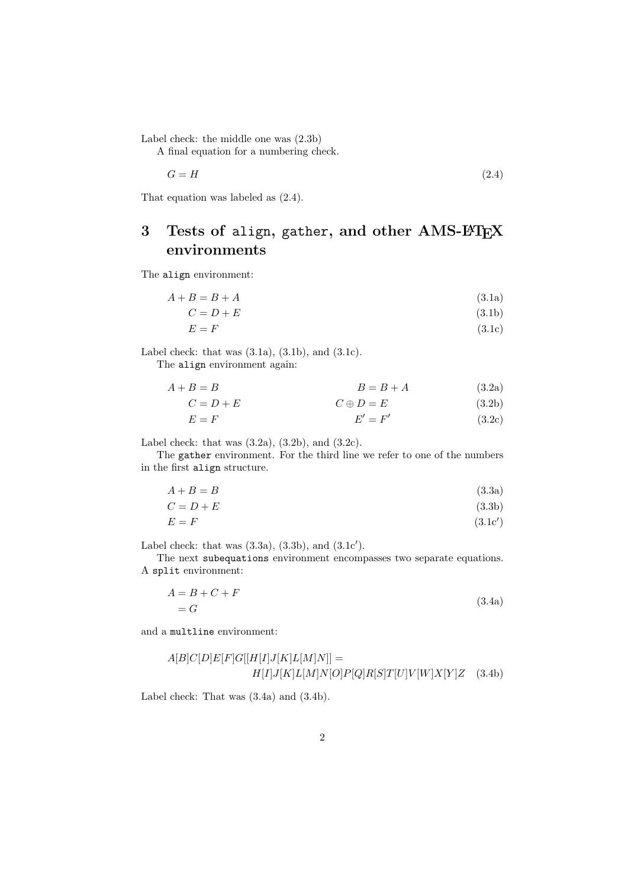Label check: the middle one was (2.3b)

A final equation for a numbering check.

$$G = H \tag{2.4}$$

That equation was labeled as (2.4).

## 3 Tests of `align`, `gather`, and other AMS-LaTeX environments

The `align` environment:

$$\begin{aligned} A + B &= B + A && (3.1a) \\ C &= D + E && (3.1b) \\ E &= F && (3.1c) \end{aligned}$$

Label check: that was (3.1a), (3.1b), and (3.1c).

The `align` environment again:

$$\begin{aligned} A + B &= B & B &= B + A && (3.2a) \\ C &= D + E & C \oplus D &= E && (3.2b) \\ E &= F & E' &= F' && (3.2c) \end{aligned}$$

Label check: that was (3.2a), (3.2b), and (3.2c).

The `gather` environment. For the third line we refer to one of the numbers in the first `align` structure.

$$\begin{gathered} A + B = B \qquad (3.3a) \\ C = D + E \qquad (3.3b) \\ E = F \qquad (3.1c') \end{gathered}$$

Label check: that was (3.3a), (3.3b), and (3.1c′).

The next `subequations` environment encompasses two separate equations. A `split` environment:

$$\begin{split} A &= B + C + F \\ &= G \end{split} \tag{3.4a}$$

and a `multline` environment:

$$\begin{multline} A[B]C[D]E[F]G[[H[I]J[K]L[M]N]] = \\ H[I]J[K]L[M]N[O]P[Q]R[S]T[U]V[W]X[Y]Z \end{multline} \tag{3.4b}$$

Label check: That was (3.4a) and (3.4b).